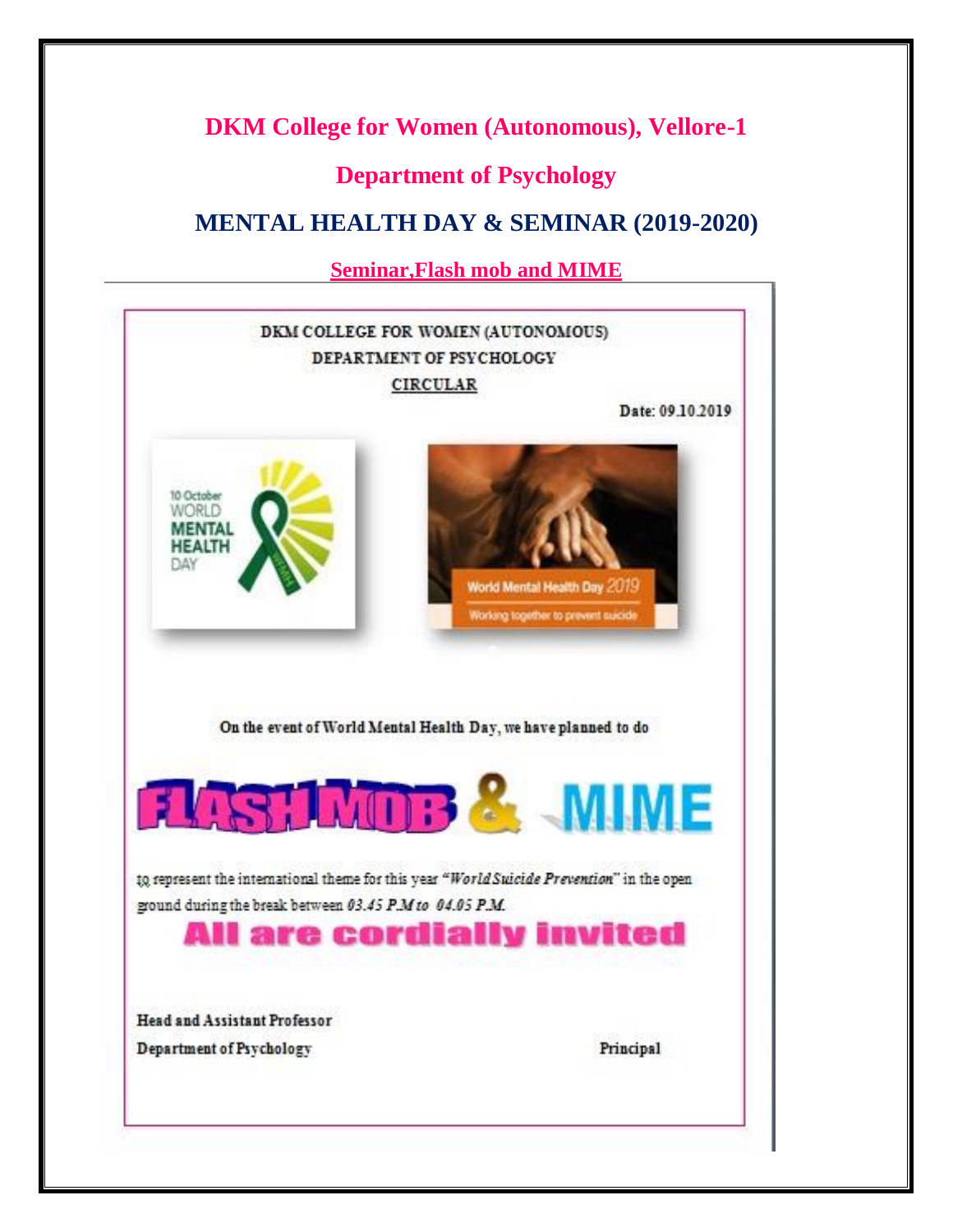# DKM College for Women (Autonomous), Vellore-1

## Department of Psychology

## MENTAL HEALTH DAY & SEMINAR (2019-2020)

**Seminar,Flash mob and MIME**

DKM COLLEGE FOR WOMEN (AUTONOMOUS)

DEPARTMENT OF PSYCHOLOGY

**CIRCULAR**

Date: 09.10.2019

10 October WORLD MENTAL HEALTH DAY

World Mental Health Day 2019

Working together to prevent suicide

On the event of World Mental Health Day, we have planned to do

**FLASH MOB & MIME**

to represent the international theme for this year *"World Suicide Prevention"* in the open ground during the break between *03.45 P.M to 04.05 P.M.*

**All are cordially invited**

**Head and Assistant Professor**
**Department of Psychology**

**Principal**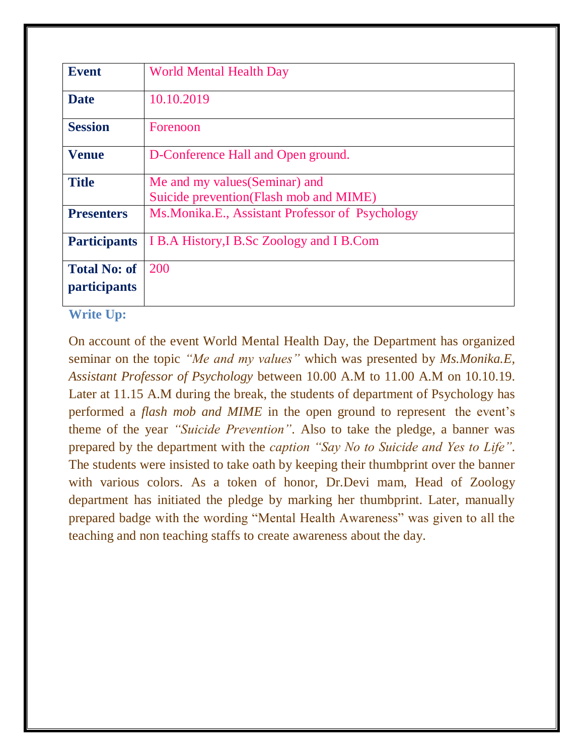| **Event** | World Mental Health Day |
|---|---|
| **Date** | 10.10.2019 |
| **Session** | Forenoon |
| **Venue** | D-Conference Hall and Open ground. |
| **Title** | Me and my values(Seminar) and<br>Suicide prevention(Flash mob and MIME) |
| **Presenters** | Ms.Monika.E., Assistant Professor of Psychology |
| **Participants** | I B.A History,I B.Sc Zoology and I B.Com |
| **Total No: of participants** | 200 |

**Write Up:**

On account of the event World Mental Health Day, the Department has organized seminar on the topic *"Me and my values"* which was presented by *Ms.Monika.E, Assistant Professor of Psychology* between 10.00 A.M to 11.00 A.M on 10.10.19. Later at 11.15 A.M during the break, the students of department of Psychology has performed a *flash mob and MIME* in the open ground to represent the event's theme of the year *"Suicide Prevention"*. Also to take the pledge, a banner was prepared by the department with the *caption "Say No to Suicide and Yes to Life"*. The students were insisted to take oath by keeping their thumbprint over the banner with various colors. As a token of honor, Dr.Devi mam, Head of Zoology department has initiated the pledge by marking her thumbprint. Later, manually prepared badge with the wording "Mental Health Awareness" was given to all the teaching and non teaching staffs to create awareness about the day.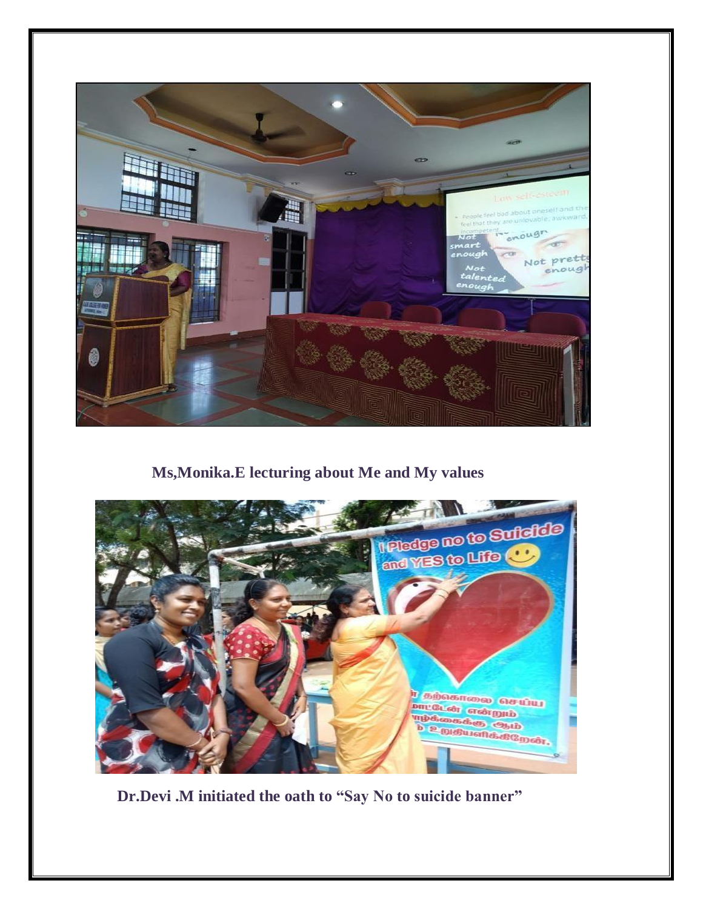**Ms,Monika.E lecturing about Me and My values**

**Dr.Devi .M initiated the oath to "Say No to suicide banner"**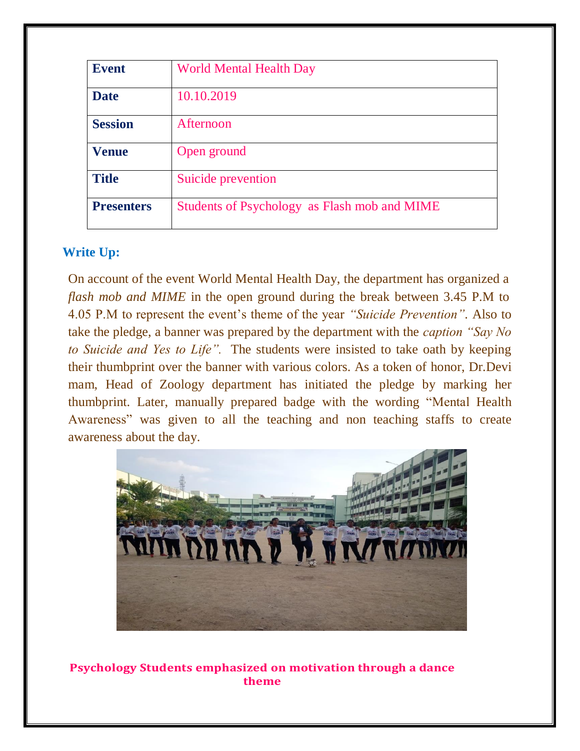| Event | World Mental Health Day |
|---|---|
| Date | 10.10.2019 |
| Session | Afternoon |
| Venue | Open ground |
| Title | Suicide prevention |
| Presenters | Students of Psychology as Flash mob and MIME |

**Write Up:**

On account of the event World Mental Health Day, the department has organized a *flash mob and MIME* in the open ground during the break between 3.45 P.M to 4.05 P.M to represent the event's theme of the year *"Suicide Prevention"*. Also to take the pledge, a banner was prepared by the department with the *caption "Say No to Suicide and Yes to Life"*. The students were insisted to take oath by keeping their thumbprint over the banner with various colors. As a token of honor, Dr.Devi mam, Head of Zoology department has initiated the pledge by marking her thumbprint. Later, manually prepared badge with the wording "Mental Health Awareness" was given to all the teaching and non teaching staffs to create awareness about the day.

**Psychology Students emphasized on motivation through a dance theme**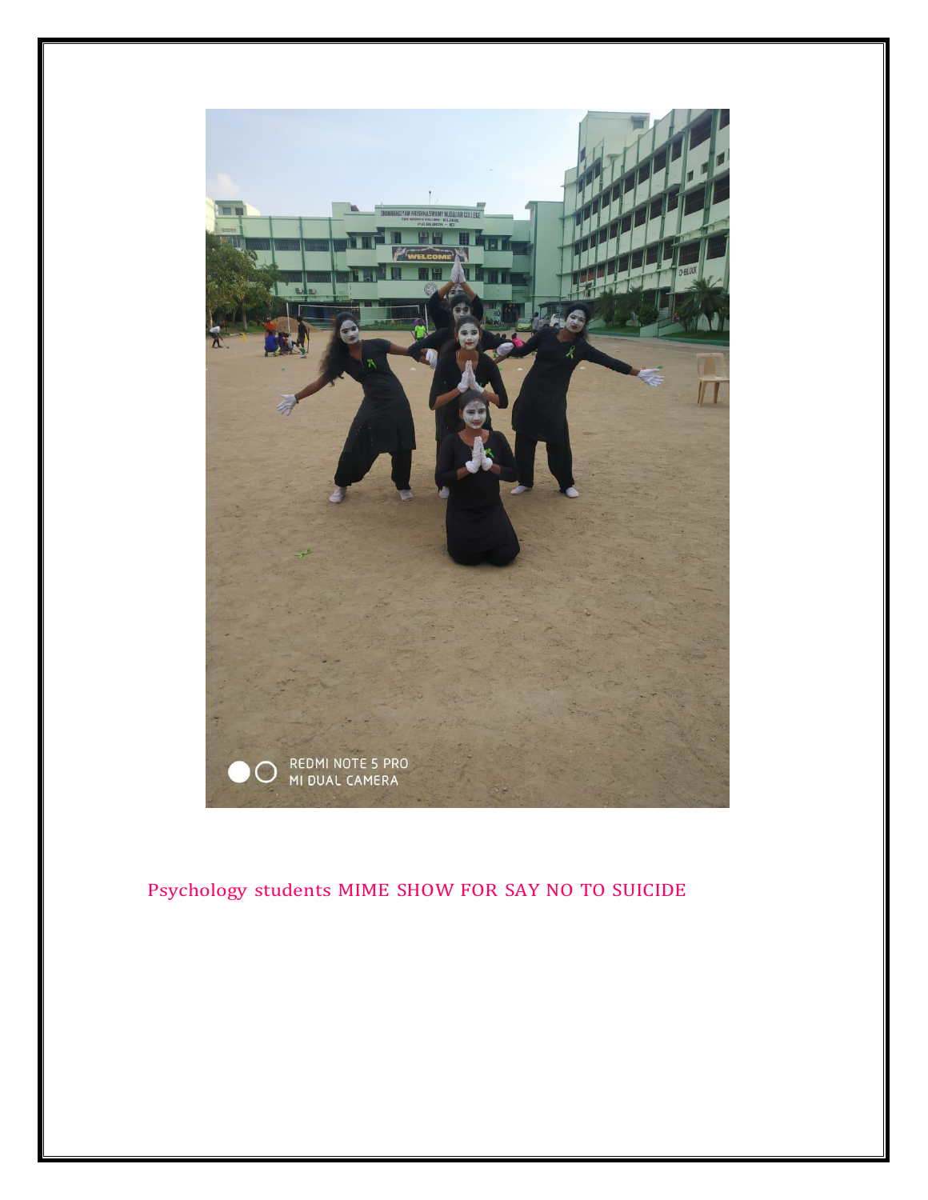Psychology students MIME SHOW FOR SAY NO TO SUICIDE